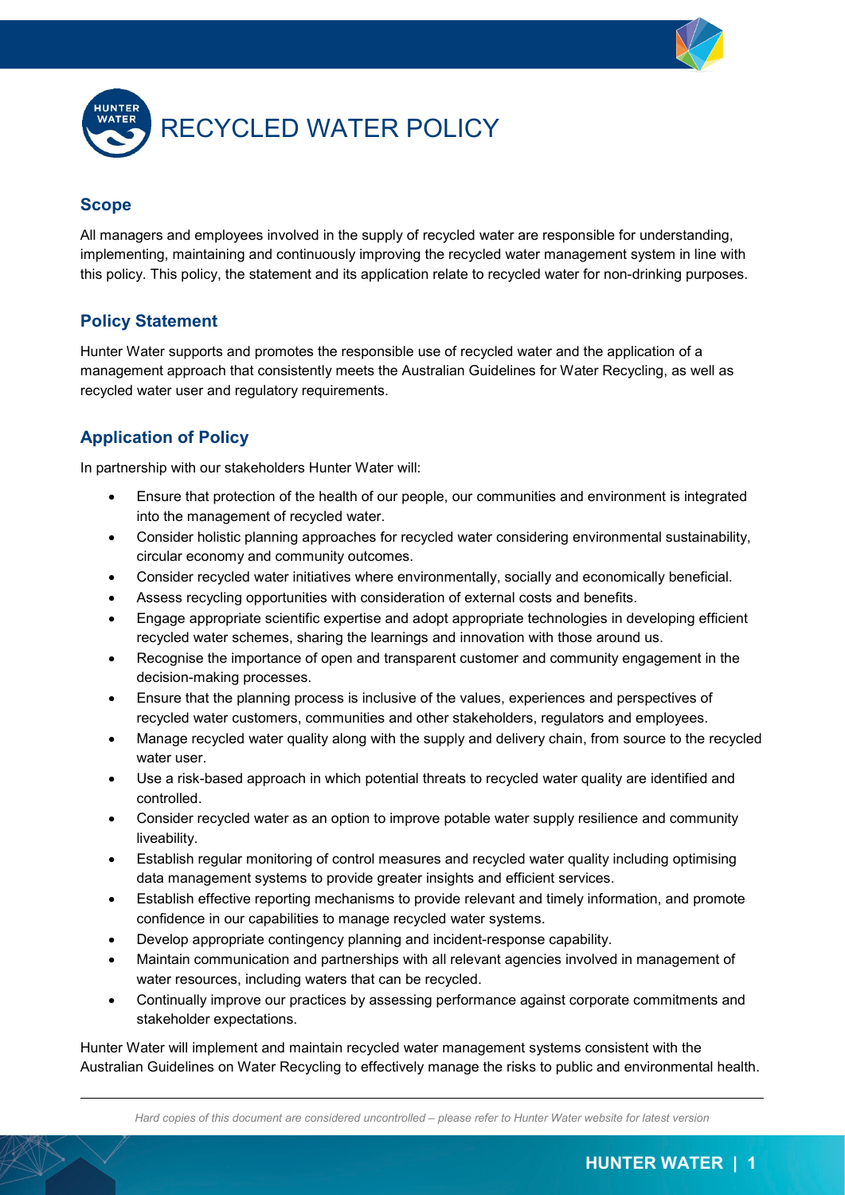# RECYCLED WATER POLICY

## Scope

All managers and employees involved in the supply of recycled water are responsible for understanding, implementing, maintaining and continuously improving the recycled water management system in line with this policy. This policy, the statement and its application relate to recycled water for non-drinking purposes.

## Policy Statement

Hunter Water supports and promotes the responsible use of recycled water and the application of a management approach that consistently meets the Australian Guidelines for Water Recycling, as well as recycled water user and regulatory requirements.

## Application of Policy

In partnership with our stakeholders Hunter Water will:

- Ensure that protection of the health of our people, our communities and environment is integrated into the management of recycled water.
- Consider holistic planning approaches for recycled water considering environmental sustainability, circular economy and community outcomes.
- Consider recycled water initiatives where environmentally, socially and economically beneficial.
- Assess recycling opportunities with consideration of external costs and benefits.
- Engage appropriate scientific expertise and adopt appropriate technologies in developing efficient recycled water schemes, sharing the learnings and innovation with those around us.
- Recognise the importance of open and transparent customer and community engagement in the decision-making processes.
- Ensure that the planning process is inclusive of the values, experiences and perspectives of recycled water customers, communities and other stakeholders, regulators and employees.
- Manage recycled water quality along with the supply and delivery chain, from source to the recycled water user.
- Use a risk-based approach in which potential threats to recycled water quality are identified and controlled.
- Consider recycled water as an option to improve potable water supply resilience and community liveability.
- Establish regular monitoring of control measures and recycled water quality including optimising data management systems to provide greater insights and efficient services.
- Establish effective reporting mechanisms to provide relevant and timely information, and promote confidence in our capabilities to manage recycled water systems.
- Develop appropriate contingency planning and incident-response capability.
- Maintain communication and partnerships with all relevant agencies involved in management of water resources, including waters that can be recycled.
- Continually improve our practices by assessing performance against corporate commitments and stakeholder expectations.

Hunter Water will implement and maintain recycled water management systems consistent with the Australian Guidelines on Water Recycling to effectively manage the risks to public and environmental health.

*Hard copies of this document are considered uncontrolled – please refer to Hunter Water website for latest version*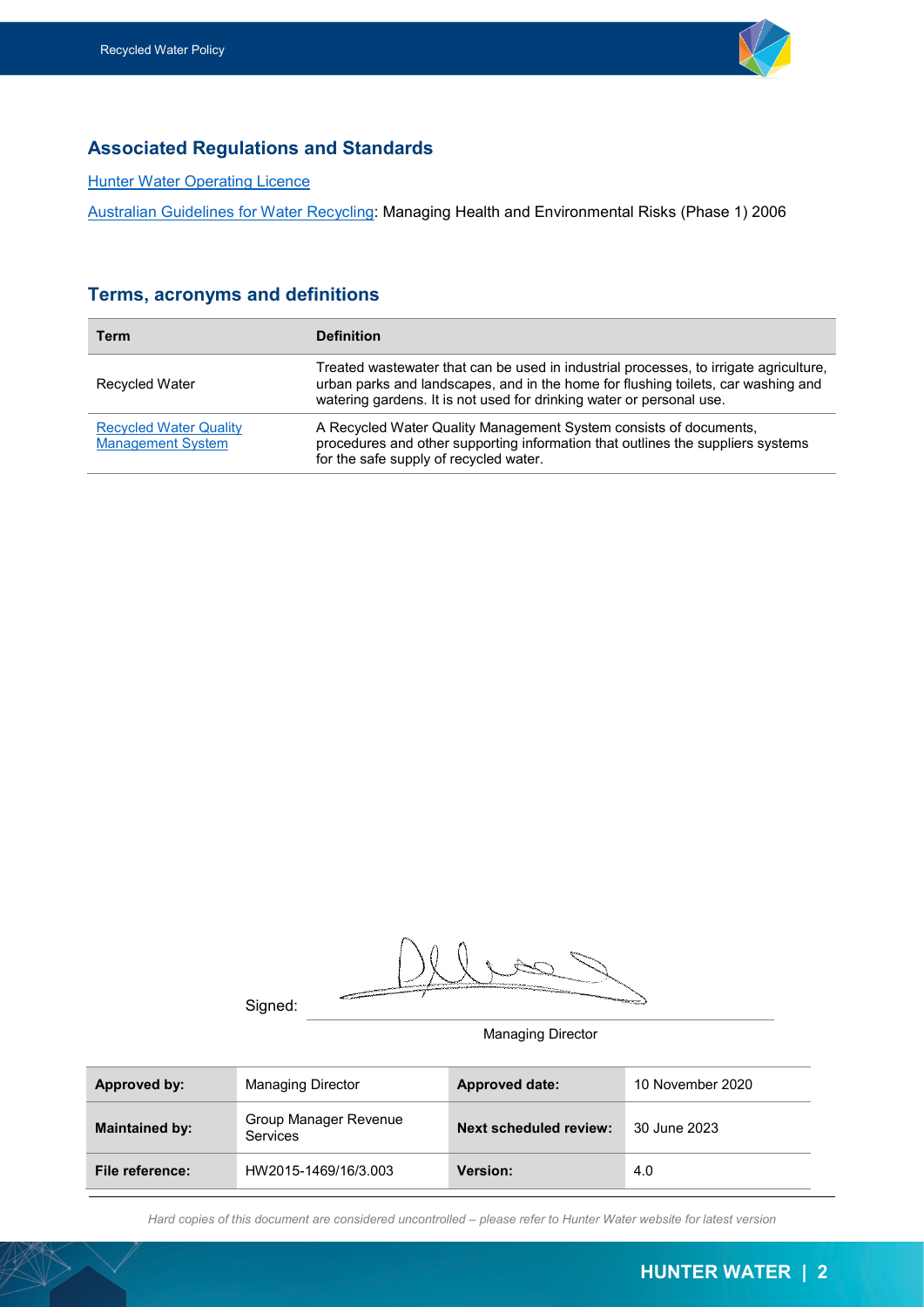## Associated Regulations and Standards

[Hunter Water Operating Licence]

[Australian Guidelines for Water Recycling]: Managing Health and Environmental Risks (Phase 1) 2006

## Terms, acronyms and definitions

| Term | Definition |
|---|---|
| Recycled Water | Treated wastewater that can be used in industrial processes, to irrigate agriculture, urban parks and landscapes, and in the home for flushing toilets, car washing and watering gardens. It is not used for drinking water or personal use. |
| Recycled Water Quality Management System | A Recycled Water Quality Management System consists of documents, procedures and other supporting information that outlines the suppliers systems for the safe supply of recycled water. |

Signed:

Managing Director

| Approved by: | Managing Director | Approved date: | 10 November 2020 |
|---|---|---|---|
| Maintained by: | Group Manager Revenue Services | Next scheduled review: | 30 June 2023 |
| File reference: | HW2015-1469/16/3.003 | Version: | 4.0 |

*Hard copies of this document are considered uncontrolled – please refer to Hunter Water website for latest version*